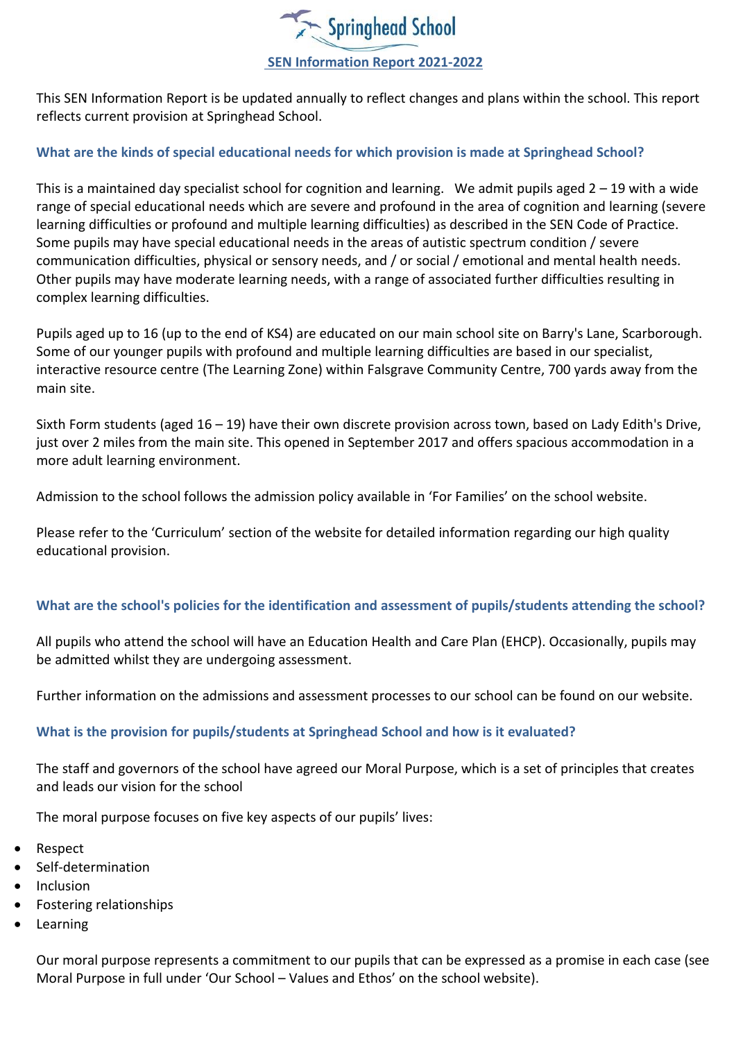# Springhead School

## SEN Information Report 2021-2022

This SEN Information Report is be updated annually to reflect changes and plans within the school. This report reflects current provision at Springhead School.

### What are the kinds of special educational needs for which provision is made at Springhead School?

This is a maintained day specialist school for cognition and learning. We admit pupils aged 2 – 19 with a wide range of special educational needs which are severe and profound in the area of cognition and learning (severe learning difficulties or profound and multiple learning difficulties) as described in the SEN Code of Practice. Some pupils may have special educational needs in the areas of autistic spectrum condition / severe communication difficulties, physical or sensory needs, and / or social / emotional and mental health needs. Other pupils may have moderate learning needs, with a range of associated further difficulties resulting in complex learning difficulties.

Pupils aged up to 16 (up to the end of KS4) are educated on our main school site on Barry's Lane, Scarborough. Some of our younger pupils with profound and multiple learning difficulties are based in our specialist, interactive resource centre (The Learning Zone) within Falsgrave Community Centre, 700 yards away from the main site.

Sixth Form students (aged 16 – 19) have their own discrete provision across town, based on Lady Edith's Drive, just over 2 miles from the main site. This opened in September 2017 and offers spacious accommodation in a more adult learning environment.

Admission to the school follows the admission policy available in 'For Families' on the school website.

Please refer to the 'Curriculum' section of the website for detailed information regarding our high quality educational provision.

### What are the school's policies for the identification and assessment of pupils/students attending the school?

All pupils who attend the school will have an Education Health and Care Plan (EHCP). Occasionally, pupils may be admitted whilst they are undergoing assessment.

Further information on the admissions and assessment processes to our school can be found on our website.

### What is the provision for pupils/students at Springhead School and how is it evaluated?

The staff and governors of the school have agreed our Moral Purpose, which is a set of principles that creates and leads our vision for the school

The moral purpose focuses on five key aspects of our pupils' lives:

- Respect
- Self-determination
- Inclusion
- Fostering relationships
- Learning

Our moral purpose represents a commitment to our pupils that can be expressed as a promise in each case (see Moral Purpose in full under 'Our School – Values and Ethos' on the school website).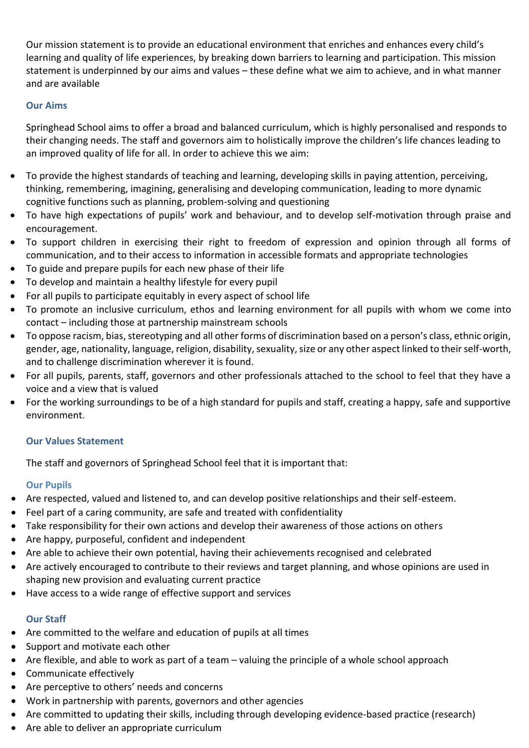Our mission statement is to provide an educational environment that enriches and enhances every child's learning and quality of life experiences, by breaking down barriers to learning and participation. This mission statement is underpinned by our aims and values – these define what we aim to achieve, and in what manner and are available

### Our Aims

Springhead School aims to offer a broad and balanced curriculum, which is highly personalised and responds to their changing needs. The staff and governors aim to holistically improve the children's life chances leading to an improved quality of life for all. In order to achieve this we aim:

- To provide the highest standards of teaching and learning, developing skills in paying attention, perceiving, thinking, remembering, imagining, generalising and developing communication, leading to more dynamic cognitive functions such as planning, problem-solving and questioning
- To have high expectations of pupils' work and behaviour, and to develop self-motivation through praise and encouragement.
- To support children in exercising their right to freedom of expression and opinion through all forms of communication, and to their access to information in accessible formats and appropriate technologies
- To guide and prepare pupils for each new phase of their life
- To develop and maintain a healthy lifestyle for every pupil
- For all pupils to participate equitably in every aspect of school life
- To promote an inclusive curriculum, ethos and learning environment for all pupils with whom we come into contact – including those at partnership mainstream schools
- To oppose racism, bias, stereotyping and all other forms of discrimination based on a person's class, ethnic origin, gender, age, nationality, language, religion, disability, sexuality, size or any other aspect linked to their self-worth, and to challenge discrimination wherever it is found.
- For all pupils, parents, staff, governors and other professionals attached to the school to feel that they have a voice and a view that is valued
- For the working surroundings to be of a high standard for pupils and staff, creating a happy, safe and supportive environment.

### Our Values Statement

The staff and governors of Springhead School feel that it is important that:

#### Our Pupils

- Are respected, valued and listened to, and can develop positive relationships and their self-esteem.
- Feel part of a caring community, are safe and treated with confidentiality
- Take responsibility for their own actions and develop their awareness of those actions on others
- Are happy, purposeful, confident and independent
- Are able to achieve their own potential, having their achievements recognised and celebrated
- Are actively encouraged to contribute to their reviews and target planning, and whose opinions are used in shaping new provision and evaluating current practice
- Have access to a wide range of effective support and services

#### Our Staff

- Are committed to the welfare and education of pupils at all times
- Support and motivate each other
- Are flexible, and able to work as part of a team – valuing the principle of a whole school approach
- Communicate effectively
- Are perceptive to others' needs and concerns
- Work in partnership with parents, governors and other agencies
- Are committed to updating their skills, including through developing evidence-based practice (research)
- Are able to deliver an appropriate curriculum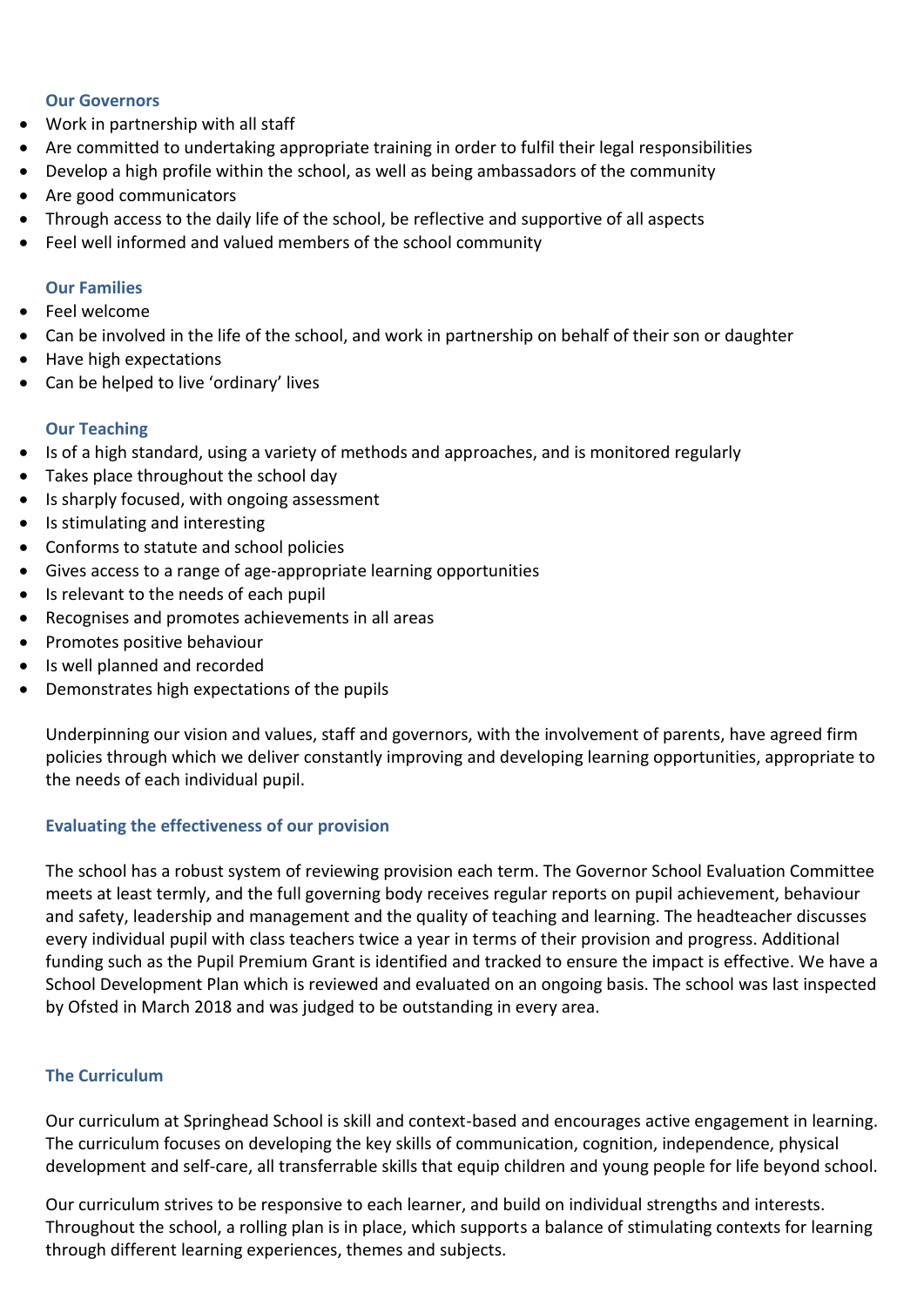### Our Governors

- Work in partnership with all staff
- Are committed to undertaking appropriate training in order to fulfil their legal responsibilities
- Develop a high profile within the school, as well as being ambassadors of the community
- Are good communicators
- Through access to the daily life of the school, be reflective and supportive of all aspects
- Feel well informed and valued members of the school community

### Our Families

- Feel welcome
- Can be involved in the life of the school, and work in partnership on behalf of their son or daughter
- Have high expectations
- Can be helped to live 'ordinary' lives

### Our Teaching

- Is of a high standard, using a variety of methods and approaches, and is monitored regularly
- Takes place throughout the school day
- Is sharply focused, with ongoing assessment
- Is stimulating and interesting
- Conforms to statute and school policies
- Gives access to a range of age-appropriate learning opportunities
- Is relevant to the needs of each pupil
- Recognises and promotes achievements in all areas
- Promotes positive behaviour
- Is well planned and recorded
- Demonstrates high expectations of the pupils

Underpinning our vision and values, staff and governors, with the involvement of parents, have agreed firm policies through which we deliver constantly improving and developing learning opportunities, appropriate to the needs of each individual pupil.

### Evaluating the effectiveness of our provision

The school has a robust system of reviewing provision each term. The Governor School Evaluation Committee meets at least termly, and the full governing body receives regular reports on pupil achievement, behaviour and safety, leadership and management and the quality of teaching and learning. The headteacher discusses every individual pupil with class teachers twice a year in terms of their provision and progress. Additional funding such as the Pupil Premium Grant is identified and tracked to ensure the impact is effective. We have a School Development Plan which is reviewed and evaluated on an ongoing basis. The school was last inspected by Ofsted in March 2018 and was judged to be outstanding in every area.

### The Curriculum

Our curriculum at Springhead School is skill and context-based and encourages active engagement in learning. The curriculum focuses on developing the key skills of communication, cognition, independence, physical development and self-care, all transferrable skills that equip children and young people for life beyond school.

Our curriculum strives to be responsive to each learner, and build on individual strengths and interests. Throughout the school, a rolling plan is in place, which supports a balance of stimulating contexts for learning through different learning experiences, themes and subjects.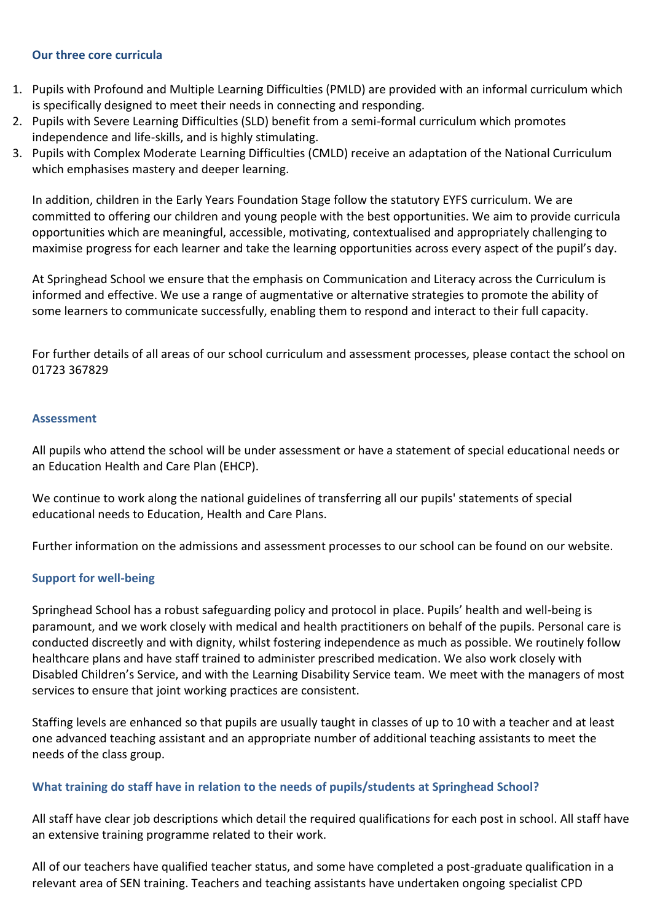### Our three core curricula

1. Pupils with Profound and Multiple Learning Difficulties (PMLD) are provided with an informal curriculum which is specifically designed to meet their needs in connecting and responding.
2. Pupils with Severe Learning Difficulties (SLD) benefit from a semi-formal curriculum which promotes independence and life-skills, and is highly stimulating.
3. Pupils with Complex Moderate Learning Difficulties (CMLD) receive an adaptation of the National Curriculum which emphasises mastery and deeper learning.

In addition, children in the Early Years Foundation Stage follow the statutory EYFS curriculum. We are committed to offering our children and young people with the best opportunities. We aim to provide curricula opportunities which are meaningful, accessible, motivating, contextualised and appropriately challenging to maximise progress for each learner and take the learning opportunities across every aspect of the pupil's day.

At Springhead School we ensure that the emphasis on Communication and Literacy across the Curriculum is informed and effective. We use a range of augmentative or alternative strategies to promote the ability of some learners to communicate successfully, enabling them to respond and interact to their full capacity.

For further details of all areas of our school curriculum and assessment processes, please contact the school on 01723 367829

### Assessment

All pupils who attend the school will be under assessment or have a statement of special educational needs or an Education Health and Care Plan (EHCP).

We continue to work along the national guidelines of transferring all our pupils' statements of special educational needs to Education, Health and Care Plans.

Further information on the admissions and assessment processes to our school can be found on our website.

### Support for well-being

Springhead School has a robust safeguarding policy and protocol in place. Pupils' health and well-being is paramount, and we work closely with medical and health practitioners on behalf of the pupils. Personal care is conducted discreetly and with dignity, whilst fostering independence as much as possible. We routinely follow healthcare plans and have staff trained to administer prescribed medication. We also work closely with Disabled Children's Service, and with the Learning Disability Service team. We meet with the managers of most services to ensure that joint working practices are consistent.

Staffing levels are enhanced so that pupils are usually taught in classes of up to 10 with a teacher and at least one advanced teaching assistant and an appropriate number of additional teaching assistants to meet the needs of the class group.

### What training do staff have in relation to the needs of pupils/students at Springhead School?

All staff have clear job descriptions which detail the required qualifications for each post in school. All staff have an extensive training programme related to their work.

All of our teachers have qualified teacher status, and some have completed a post-graduate qualification in a relevant area of SEN training. Teachers and teaching assistants have undertaken ongoing specialist CPD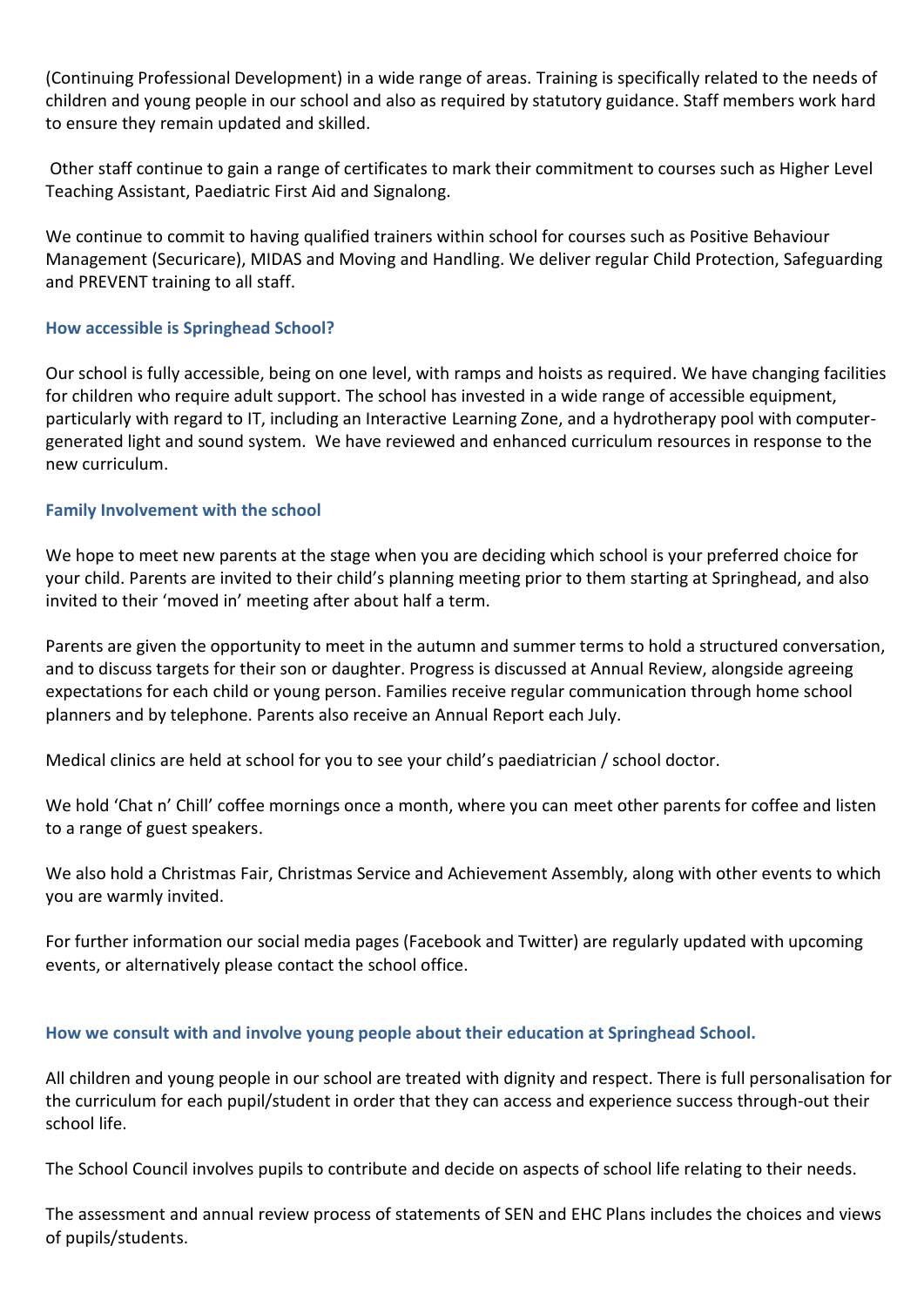(Continuing Professional Development) in a wide range of areas. Training is specifically related to the needs of children and young people in our school and also as required by statutory guidance. Staff members work hard to ensure they remain updated and skilled.

Other staff continue to gain a range of certificates to mark their commitment to courses such as Higher Level Teaching Assistant, Paediatric First Aid and Signalong.

We continue to commit to having qualified trainers within school for courses such as Positive Behaviour Management (Securicare), MIDAS and Moving and Handling. We deliver regular Child Protection, Safeguarding and PREVENT training to all staff.

### How accessible is Springhead School?

Our school is fully accessible, being on one level, with ramps and hoists as required. We have changing facilities for children who require adult support. The school has invested in a wide range of accessible equipment, particularly with regard to IT, including an Interactive Learning Zone, and a hydrotherapy pool with computer-generated light and sound system. We have reviewed and enhanced curriculum resources in response to the new curriculum.

### Family Involvement with the school

We hope to meet new parents at the stage when you are deciding which school is your preferred choice for your child. Parents are invited to their child's planning meeting prior to them starting at Springhead, and also invited to their 'moved in' meeting after about half a term.

Parents are given the opportunity to meet in the autumn and summer terms to hold a structured conversation, and to discuss targets for their son or daughter. Progress is discussed at Annual Review, alongside agreeing expectations for each child or young person. Families receive regular communication through home school planners and by telephone. Parents also receive an Annual Report each July.

Medical clinics are held at school for you to see your child's paediatrician / school doctor.

We hold 'Chat n' Chill' coffee mornings once a month, where you can meet other parents for coffee and listen to a range of guest speakers.

We also hold a Christmas Fair, Christmas Service and Achievement Assembly, along with other events to which you are warmly invited.

For further information our social media pages (Facebook and Twitter) are regularly updated with upcoming events, or alternatively please contact the school office.

### How we consult with and involve young people about their education at Springhead School.

All children and young people in our school are treated with dignity and respect. There is full personalisation for the curriculum for each pupil/student in order that they can access and experience success through-out their school life.

The School Council involves pupils to contribute and decide on aspects of school life relating to their needs.

The assessment and annual review process of statements of SEN and EHC Plans includes the choices and views of pupils/students.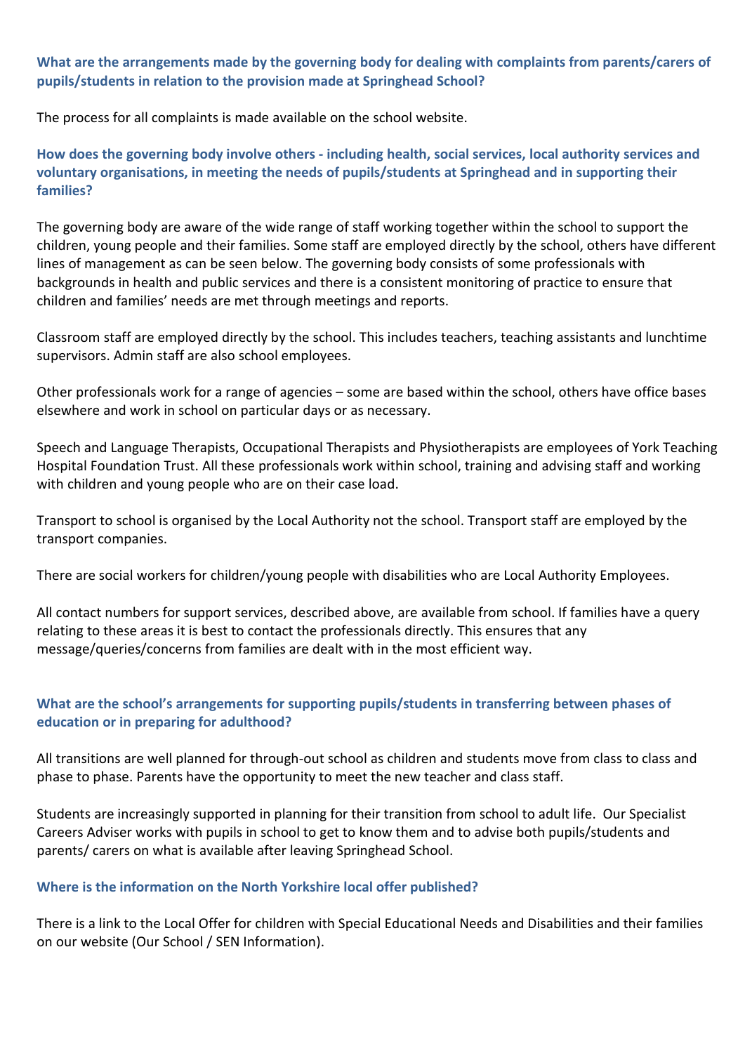### What are the arrangements made by the governing body for dealing with complaints from parents/carers of pupils/students in relation to the provision made at Springhead School?

The process for all complaints is made available on the school website.

### How does the governing body involve others - including health, social services, local authority services and voluntary organisations, in meeting the needs of pupils/students at Springhead and in supporting their families?

The governing body are aware of the wide range of staff working together within the school to support the children, young people and their families. Some staff are employed directly by the school, others have different lines of management as can be seen below. The governing body consists of some professionals with backgrounds in health and public services and there is a consistent monitoring of practice to ensure that children and families' needs are met through meetings and reports.

Classroom staff are employed directly by the school. This includes teachers, teaching assistants and lunchtime supervisors. Admin staff are also school employees.

Other professionals work for a range of agencies – some are based within the school, others have office bases elsewhere and work in school on particular days or as necessary.

Speech and Language Therapists, Occupational Therapists and Physiotherapists are employees of York Teaching Hospital Foundation Trust. All these professionals work within school, training and advising staff and working with children and young people who are on their case load.

Transport to school is organised by the Local Authority not the school. Transport staff are employed by the transport companies.

There are social workers for children/young people with disabilities who are Local Authority Employees.

All contact numbers for support services, described above, are available from school. If families have a query relating to these areas it is best to contact the professionals directly. This ensures that any message/queries/concerns from families are dealt with in the most efficient way.

### What are the school's arrangements for supporting pupils/students in transferring between phases of education or in preparing for adulthood?

All transitions are well planned for through-out school as children and students move from class to class and phase to phase. Parents have the opportunity to meet the new teacher and class staff.

Students are increasingly supported in planning for their transition from school to adult life. Our Specialist Careers Adviser works with pupils in school to get to know them and to advise both pupils/students and parents/ carers on what is available after leaving Springhead School.

### Where is the information on the North Yorkshire local offer published?

There is a link to the Local Offer for children with Special Educational Needs and Disabilities and their families on our website (Our School / SEN Information).